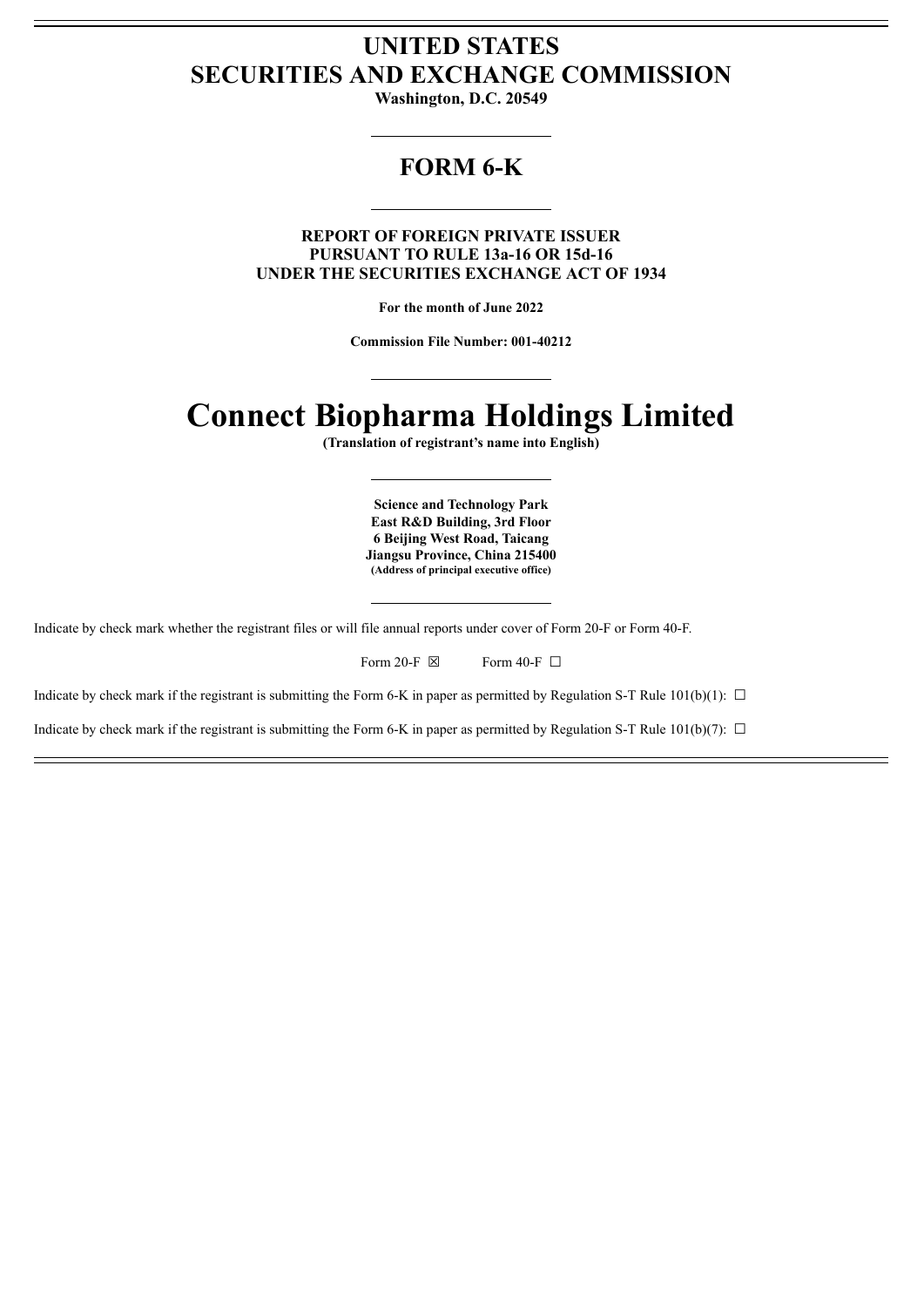# UNITED STATES
# SECURITIES AND EXCHANGE COMMISSION

**Washington, D.C. 20549**

---

## FORM 6-K

---

**REPORT OF FOREIGN PRIVATE ISSUER**
**PURSUANT TO RULE 13a-16 OR 15d-16**
**UNDER THE SECURITIES EXCHANGE ACT OF 1934**

**For the month of June 2022**

**Commission File Number: 001-40212**

---

# Connect Biopharma Holdings Limited

**(Translation of registrant's name into English)**

---

**Science and Technology Park**
**East R&D Building, 3rd Floor**
**6 Beijing West Road, Taicang**
**Jiangsu Province, China 215400**
**(Address of principal executive office)**

---

Indicate by check mark whether the registrant files or will file annual reports under cover of Form 20-F or Form 40-F.

Form 20-F ☒ Form 40-F ☐

Indicate by check mark if the registrant is submitting the Form 6-K in paper as permitted by Regulation S-T Rule 101(b)(1): ☐

Indicate by check mark if the registrant is submitting the Form 6-K in paper as permitted by Regulation S-T Rule 101(b)(7): ☐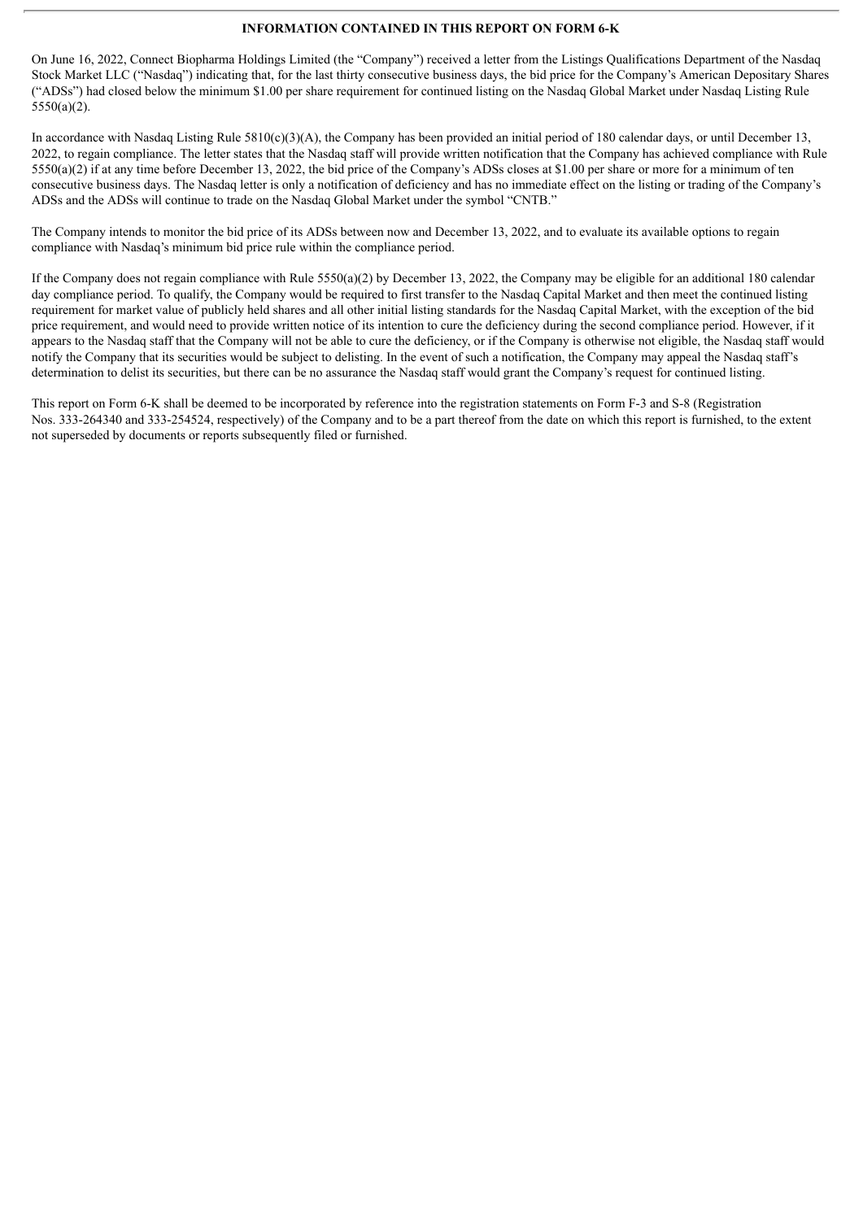**INFORMATION CONTAINED IN THIS REPORT ON FORM 6-K**

On June 16, 2022, Connect Biopharma Holdings Limited (the "Company") received a letter from the Listings Qualifications Department of the Nasdaq Stock Market LLC ("Nasdaq") indicating that, for the last thirty consecutive business days, the bid price for the Company's American Depositary Shares ("ADSs") had closed below the minimum $1.00 per share requirement for continued listing on the Nasdaq Global Market under Nasdaq Listing Rule 5550(a)(2).

In accordance with Nasdaq Listing Rule 5810(c)(3)(A), the Company has been provided an initial period of 180 calendar days, or until December 13, 2022, to regain compliance. The letter states that the Nasdaq staff will provide written notification that the Company has achieved compliance with Rule 5550(a)(2) if at any time before December 13, 2022, the bid price of the Company's ADSs closes at $1.00 per share or more for a minimum of ten consecutive business days. The Nasdaq letter is only a notification of deficiency and has no immediate effect on the listing or trading of the Company's ADSs and the ADSs will continue to trade on the Nasdaq Global Market under the symbol "CNTB."

The Company intends to monitor the bid price of its ADSs between now and December 13, 2022, and to evaluate its available options to regain compliance with Nasdaq's minimum bid price rule within the compliance period.

If the Company does not regain compliance with Rule 5550(a)(2) by December 13, 2022, the Company may be eligible for an additional 180 calendar day compliance period. To qualify, the Company would be required to first transfer to the Nasdaq Capital Market and then meet the continued listing requirement for market value of publicly held shares and all other initial listing standards for the Nasdaq Capital Market, with the exception of the bid price requirement, and would need to provide written notice of its intention to cure the deficiency during the second compliance period. However, if it appears to the Nasdaq staff that the Company will not be able to cure the deficiency, or if the Company is otherwise not eligible, the Nasdaq staff would notify the Company that its securities would be subject to delisting. In the event of such a notification, the Company may appeal the Nasdaq staff's determination to delist its securities, but there can be no assurance the Nasdaq staff would grant the Company's request for continued listing.

This report on Form 6-K shall be deemed to be incorporated by reference into the registration statements on Form F-3 and S-8 (Registration Nos. 333-264340 and 333-254524, respectively) of the Company and to be a part thereof from the date on which this report is furnished, to the extent not superseded by documents or reports subsequently filed or furnished.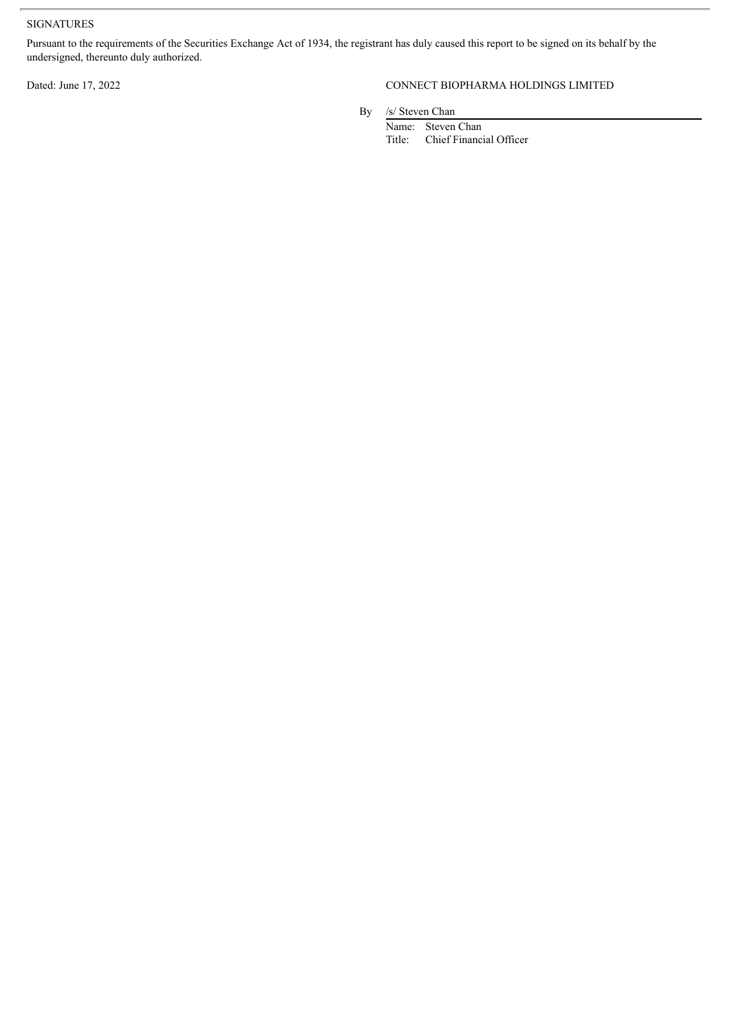SIGNATURES

Pursuant to the requirements of the Securities Exchange Act of 1934, the registrant has duly caused this report to be signed on its behalf by the undersigned, thereunto duly authorized.

Dated: June 17, 2022

CONNECT BIOPHARMA HOLDINGS LIMITED

By /s/ Steven Chan

Name: Steven Chan

Title: Chief Financial Officer